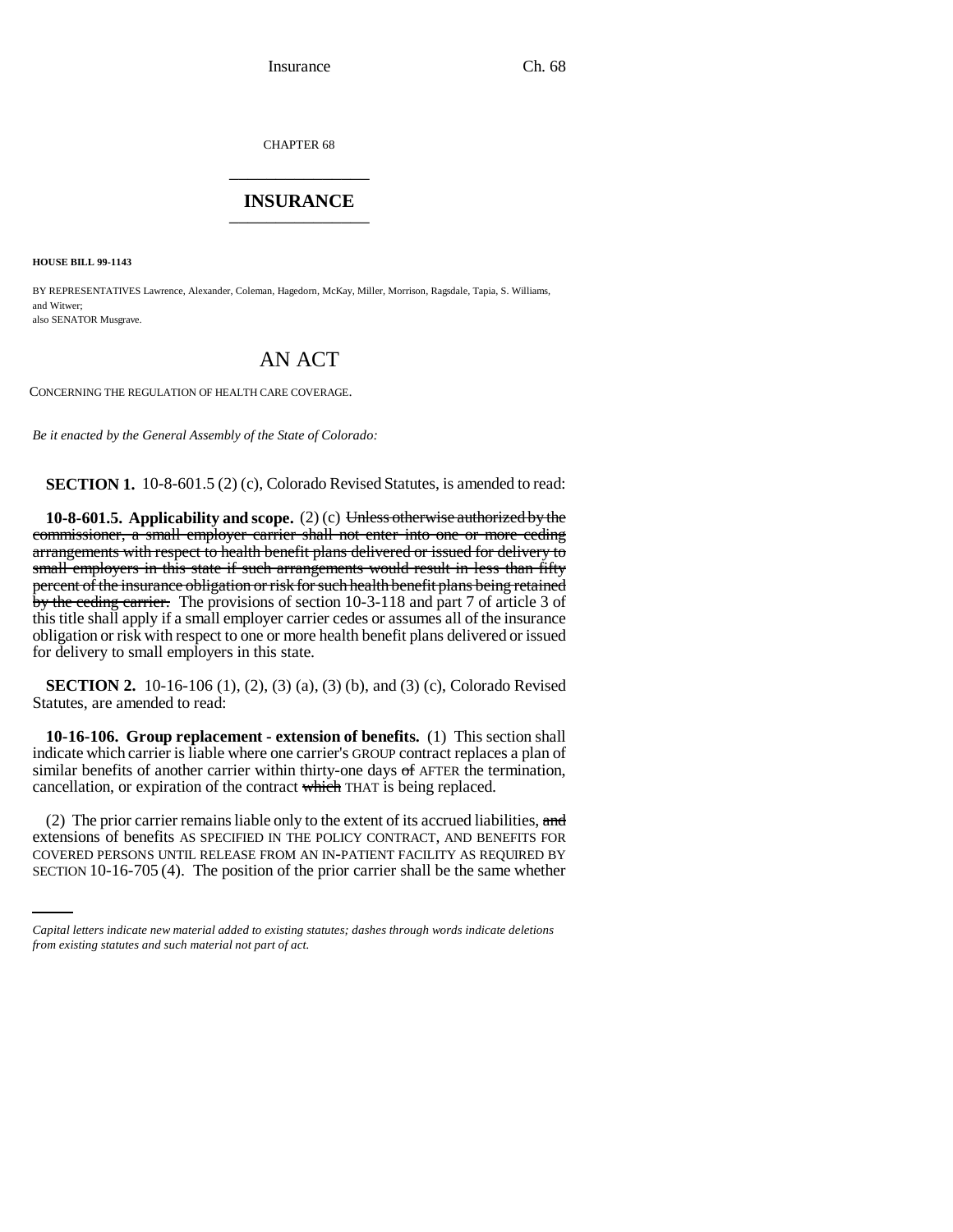CHAPTER 68

# INSURANCE

**HOUSE BILL 99-1143**

BY REPRESENTATIVES Lawrence, Alexander, Coleman, Hagedorn, McKay, Miller, Morrison, Ragsdale, Tapia, S. Williams, and Witwer;
also SENATOR Musgrave.

# AN ACT

CONCERNING THE REGULATION OF HEALTH CARE COVERAGE.

*Be it enacted by the General Assembly of the State of Colorado:*

**SECTION 1.** 10-8-601.5 (2) (c), Colorado Revised Statutes, is amended to read:

**10-8-601.5. Applicability and scope.** (2) (c) ~~Unless otherwise authorized by the commissioner, a small employer carrier shall not enter into one or more ceding arrangements with respect to health benefit plans delivered or issued for delivery to small employers in this state if such arrangements would result in less than fifty percent of the insurance obligation or risk for such health benefit plans being retained by the ceding carrier.~~ The provisions of section 10-3-118 and part 7 of article 3 of this title shall apply if a small employer carrier cedes or assumes all of the insurance obligation or risk with respect to one or more health benefit plans delivered or issued for delivery to small employers in this state.

**SECTION 2.** 10-16-106 (1), (2), (3) (a), (3) (b), and (3) (c), Colorado Revised Statutes, are amended to read:

**10-16-106. Group replacement - extension of benefits.** (1) This section shall indicate which carrier is liable where one carrier's GROUP contract replaces a plan of similar benefits of another carrier within thirty-one days ~~of~~ AFTER the termination, cancellation, or expiration of the contract ~~which~~ THAT is being replaced.

(2) The prior carrier remains liable only to the extent of its accrued liabilities, ~~and~~ extensions of benefits AS SPECIFIED IN THE POLICY CONTRACT, AND BENEFITS FOR COVERED PERSONS UNTIL RELEASE FROM AN IN-PATIENT FACILITY AS REQUIRED BY SECTION 10-16-705 (4). The position of the prior carrier shall be the same whether

*Capital letters indicate new material added to existing statutes; dashes through words indicate deletions from existing statutes and such material not part of act.*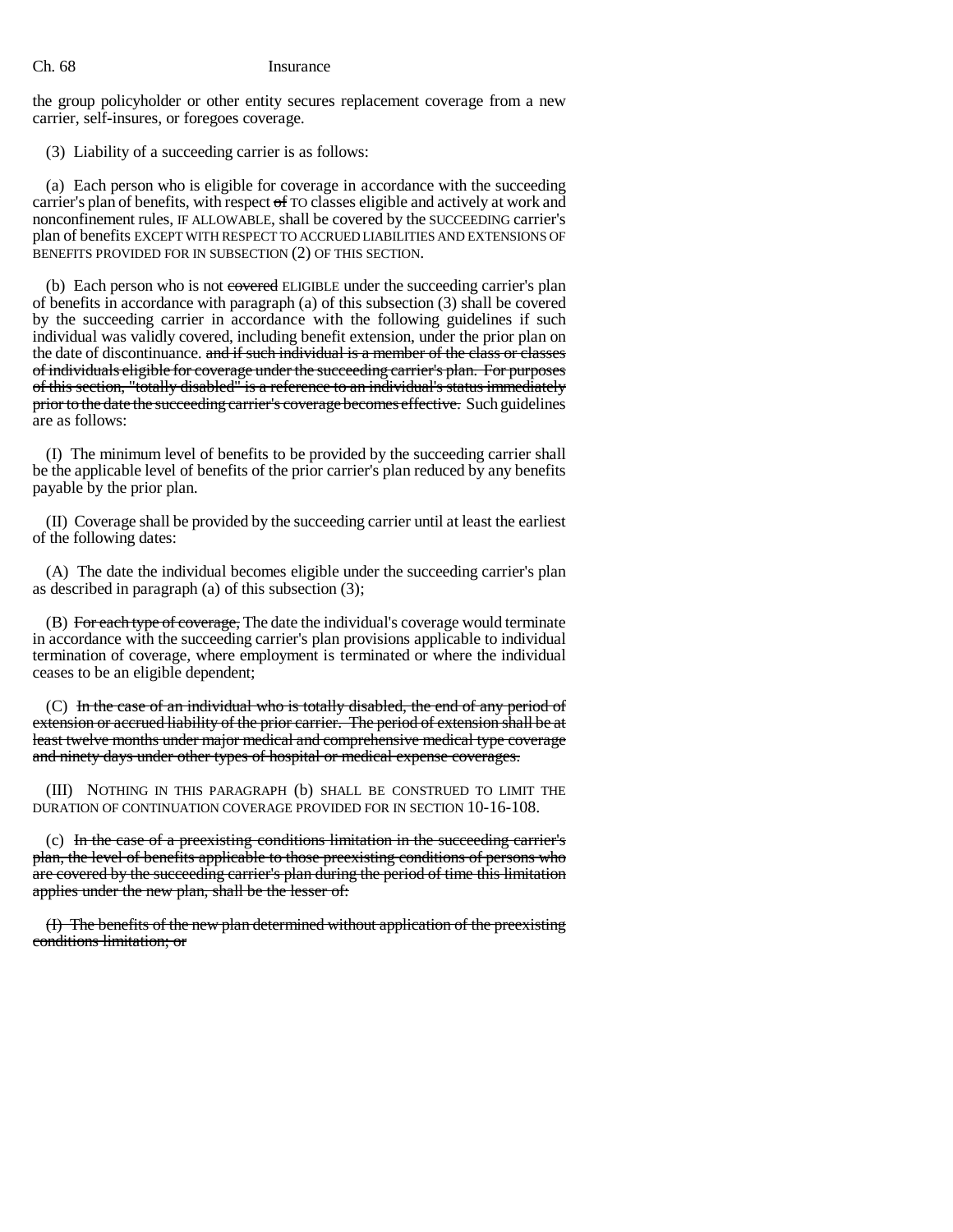the group policyholder or other entity secures replacement coverage from a new carrier, self-insures, or foregoes coverage.

(3) Liability of a succeeding carrier is as follows:

(a) Each person who is eligible for coverage in accordance with the succeeding carrier's plan of benefits, with respect ~~of~~ TO classes eligible and actively at work and nonconfinement rules, IF ALLOWABLE, shall be covered by the SUCCEEDING carrier's plan of benefits EXCEPT WITH RESPECT TO ACCRUED LIABILITIES AND EXTENSIONS OF BENEFITS PROVIDED FOR IN SUBSECTION (2) OF THIS SECTION.

(b) Each person who is not ~~covered~~ ELIGIBLE under the succeeding carrier's plan of benefits in accordance with paragraph (a) of this subsection (3) shall be covered by the succeeding carrier in accordance with the following guidelines if such individual was validly covered, including benefit extension, under the prior plan on the date of discontinuance. ~~and if such individual is a member of the class or classes of individuals eligible for coverage under the succeeding carrier's plan. For purposes of this section, "totally disabled" is a reference to an individual's status immediately prior to the date the succeeding carrier's coverage becomes effective.~~ Such guidelines are as follows:

(I) The minimum level of benefits to be provided by the succeeding carrier shall be the applicable level of benefits of the prior carrier's plan reduced by any benefits payable by the prior plan.

(II) Coverage shall be provided by the succeeding carrier until at least the earliest of the following dates:

(A) The date the individual becomes eligible under the succeeding carrier's plan as described in paragraph (a) of this subsection (3);

(B) ~~For each type of coverage,~~ The date the individual's coverage would terminate in accordance with the succeeding carrier's plan provisions applicable to individual termination of coverage, where employment is terminated or where the individual ceases to be an eligible dependent;

(C) ~~In the case of an individual who is totally disabled, the end of any period of extension or accrued liability of the prior carrier. The period of extension shall be at least twelve months under major medical and comprehensive medical type coverage and ninety days under other types of hospital or medical expense coverages.~~

(III) NOTHING IN THIS PARAGRAPH (b) SHALL BE CONSTRUED TO LIMIT THE DURATION OF CONTINUATION COVERAGE PROVIDED FOR IN SECTION 10-16-108.

(c) ~~In the case of a preexisting conditions limitation in the succeeding carrier's plan, the level of benefits applicable to those preexisting conditions of persons who are covered by the succeeding carrier's plan during the period of time this limitation applies under the new plan, shall be the lesser of:~~

~~(I) The benefits of the new plan determined without application of the preexisting conditions limitation; or~~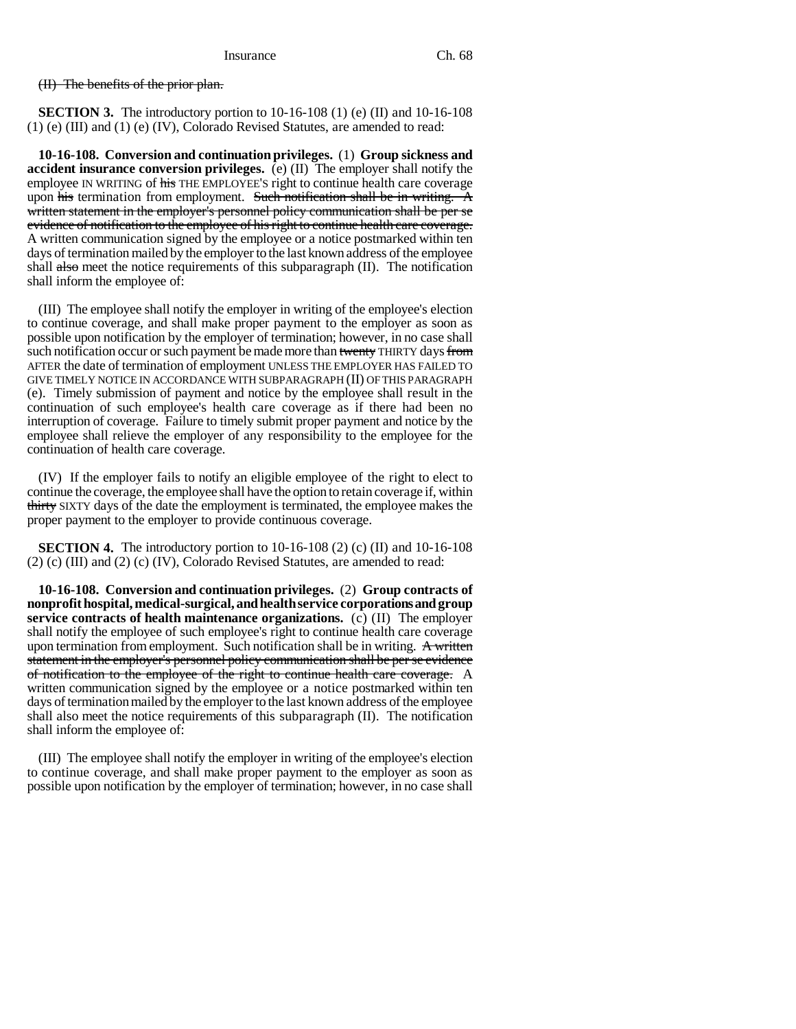(II) ~~The benefits of the prior plan.~~

**SECTION 3.** The introductory portion to 10-16-108 (1) (e) (II) and 10-16-108 (1) (e) (III) and (1) (e) (IV), Colorado Revised Statutes, are amended to read:

**10-16-108. Conversion and continuation privileges.** (1) **Group sickness and accident insurance conversion privileges.** (e) (II) The employer shall notify the employee IN WRITING of ~~his~~ THE EMPLOYEE'S right to continue health care coverage upon ~~his~~ termination from employment. ~~Such notification shall be in writing. A written statement in the employer's personnel policy communication shall be per se evidence of notification to the employee of his right to continue health care coverage.~~ A written communication signed by the employee or a notice postmarked within ten days of termination mailed by the employer to the last known address of the employee shall ~~also~~ meet the notice requirements of this subparagraph (II). The notification shall inform the employee of:

(III) The employee shall notify the employer in writing of the employee's election to continue coverage, and shall make proper payment to the employer as soon as possible upon notification by the employer of termination; however, in no case shall such notification occur or such payment be made more than ~~twenty~~ THIRTY days ~~from~~ AFTER the date of termination of employment UNLESS THE EMPLOYER HAS FAILED TO GIVE TIMELY NOTICE IN ACCORDANCE WITH SUBPARAGRAPH (II) OF THIS PARAGRAPH (e). Timely submission of payment and notice by the employee shall result in the continuation of such employee's health care coverage as if there had been no interruption of coverage. Failure to timely submit proper payment and notice by the employee shall relieve the employer of any responsibility to the employee for the continuation of health care coverage.

(IV) If the employer fails to notify an eligible employee of the right to elect to continue the coverage, the employee shall have the option to retain coverage if, within ~~thirty~~ SIXTY days of the date the employment is terminated, the employee makes the proper payment to the employer to provide continuous coverage.

**SECTION 4.** The introductory portion to 10-16-108 (2) (c) (II) and 10-16-108 (2) (c) (III) and (2) (c) (IV), Colorado Revised Statutes, are amended to read:

**10-16-108. Conversion and continuation privileges.** (2) **Group contracts of nonprofit hospital, medical-surgical, and health service corporations and group service contracts of health maintenance organizations.** (c) (II) The employer shall notify the employee of such employee's right to continue health care coverage upon termination from employment. Such notification shall be in writing. ~~A written statement in the employer's personnel policy communication shall be per se evidence of notification to the employee of the right to continue health care coverage.~~ A written communication signed by the employee or a notice postmarked within ten days of termination mailed by the employer to the last known address of the employee shall also meet the notice requirements of this subparagraph (II). The notification shall inform the employee of:

(III) The employee shall notify the employer in writing of the employee's election to continue coverage, and shall make proper payment to the employer as soon as possible upon notification by the employer of termination; however, in no case shall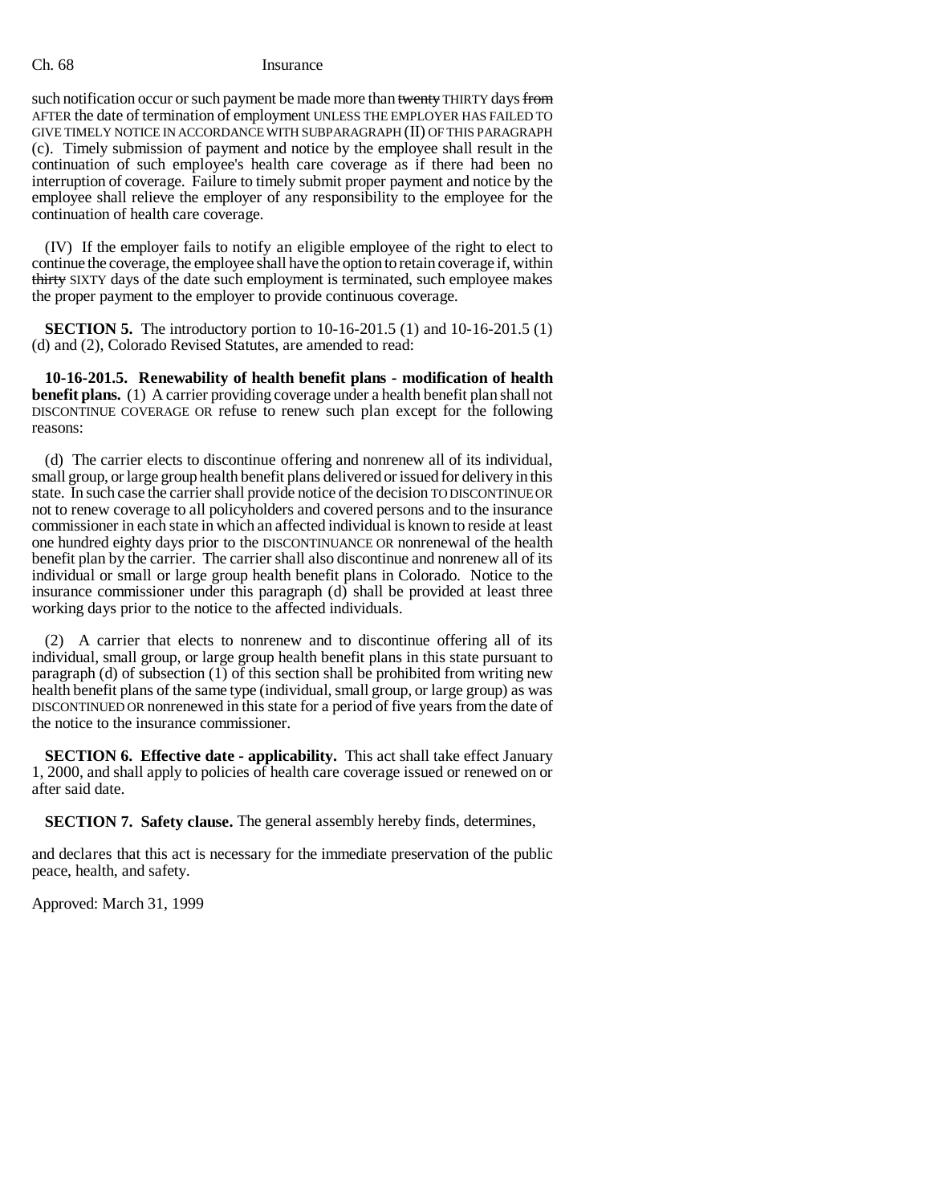such notification occur or such payment be made more than ~~twenty~~ THIRTY days ~~from~~ AFTER the date of termination of employment UNLESS THE EMPLOYER HAS FAILED TO GIVE TIMELY NOTICE IN ACCORDANCE WITH SUBPARAGRAPH (II) OF THIS PARAGRAPH (c). Timely submission of payment and notice by the employee shall result in the continuation of such employee's health care coverage as if there had been no interruption of coverage. Failure to timely submit proper payment and notice by the employee shall relieve the employer of any responsibility to the employee for the continuation of health care coverage.

(IV) If the employer fails to notify an eligible employee of the right to elect to continue the coverage, the employee shall have the option to retain coverage if, within ~~thirty~~ SIXTY days of the date such employment is terminated, such employee makes the proper payment to the employer to provide continuous coverage.

**SECTION 5.** The introductory portion to 10-16-201.5 (1) and 10-16-201.5 (1) (d) and (2), Colorado Revised Statutes, are amended to read:

**10-16-201.5. Renewability of health benefit plans - modification of health benefit plans.** (1) A carrier providing coverage under a health benefit plan shall not DISCONTINUE COVERAGE OR refuse to renew such plan except for the following reasons:

(d) The carrier elects to discontinue offering and nonrenew all of its individual, small group, or large group health benefit plans delivered or issued for delivery in this state. In such case the carrier shall provide notice of the decision TO DISCONTINUE OR not to renew coverage to all policyholders and covered persons and to the insurance commissioner in each state in which an affected individual is known to reside at least one hundred eighty days prior to the DISCONTINUANCE OR nonrenewal of the health benefit plan by the carrier. The carrier shall also discontinue and nonrenew all of its individual or small or large group health benefit plans in Colorado. Notice to the insurance commissioner under this paragraph (d) shall be provided at least three working days prior to the notice to the affected individuals.

(2) A carrier that elects to nonrenew and to discontinue offering all of its individual, small group, or large group health benefit plans in this state pursuant to paragraph (d) of subsection (1) of this section shall be prohibited from writing new health benefit plans of the same type (individual, small group, or large group) as was DISCONTINUED OR nonrenewed in this state for a period of five years from the date of the notice to the insurance commissioner.

**SECTION 6. Effective date - applicability.** This act shall take effect January 1, 2000, and shall apply to policies of health care coverage issued or renewed on or after said date.

**SECTION 7. Safety clause.** The general assembly hereby finds, determines, and declares that this act is necessary for the immediate preservation of the public peace, health, and safety.

Approved: March 31, 1999